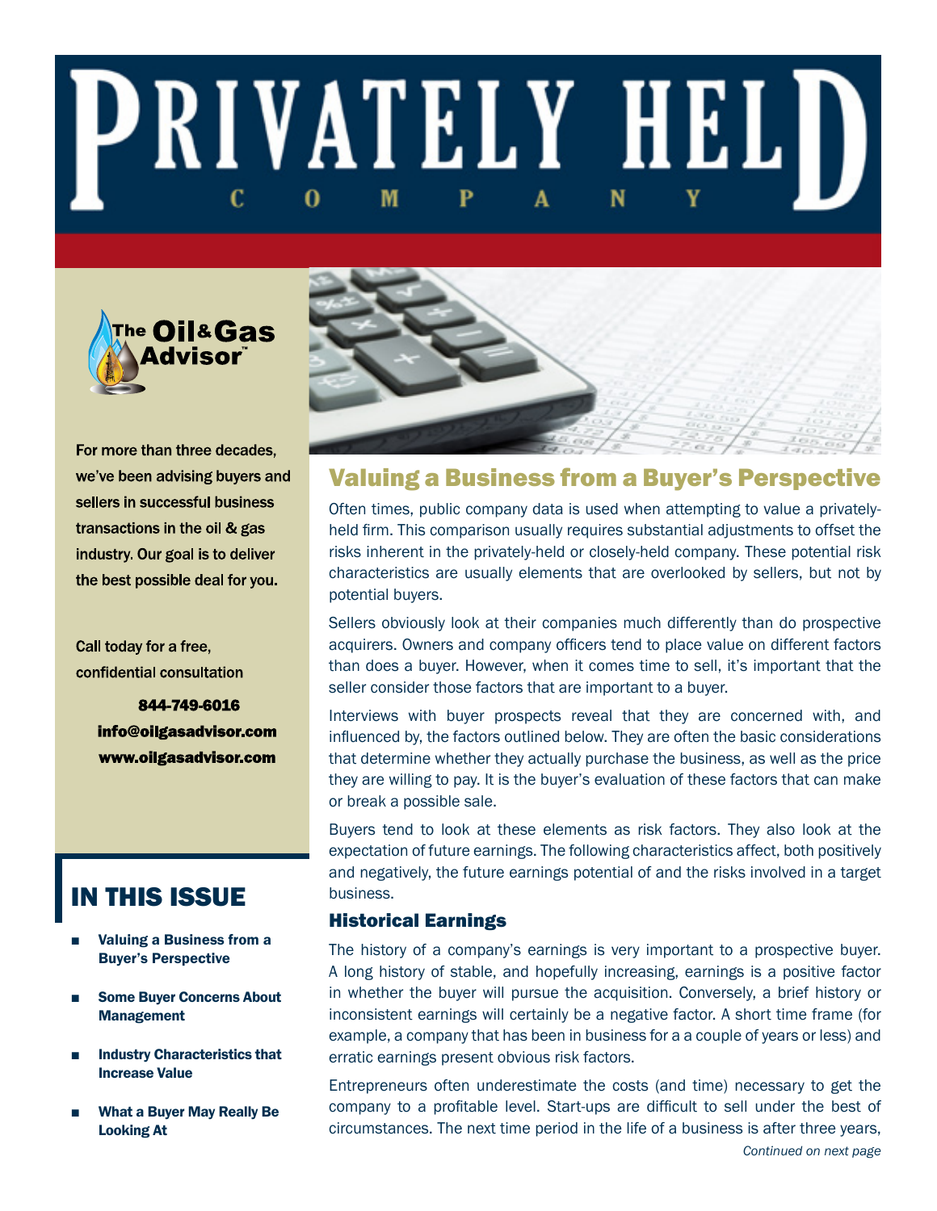# PRIVATELY HELD COMPANY

The Oil & Gas Advisor™

For more than three decades, we've been advising buyers and sellers in successful business transactions in the oil & gas industry. Our goal is to deliver the best possible deal for you.

Call today for a free, confidential consultation

**844-749-6016**
**info@oilgasadvisor.com**
**www.oilgasadvisor.com**

## IN THIS ISSUE

- **Valuing a Business from a Buyer's Perspective**
- **Some Buyer Concerns About Management**
- **Industry Characteristics that Increase Value**
- **What a Buyer May Really Be Looking At**

## Valuing a Business from a Buyer's Perspective

Often times, public company data is used when attempting to value a privately-held firm. This comparison usually requires substantial adjustments to offset the risks inherent in the privately-held or closely-held company. These potential risk characteristics are usually elements that are overlooked by sellers, but not by potential buyers.

Sellers obviously look at their companies much differently than do prospective acquirers. Owners and company officers tend to place value on different factors than does a buyer. However, when it comes time to sell, it's important that the seller consider those factors that are important to a buyer.

Interviews with buyer prospects reveal that they are concerned with, and influenced by, the factors outlined below. They are often the basic considerations that determine whether they actually purchase the business, as well as the price they are willing to pay. It is the buyer's evaluation of these factors that can make or break a possible sale.

Buyers tend to look at these elements as risk factors. They also look at the expectation of future earnings. The following characteristics affect, both positively and negatively, the future earnings potential of and the risks involved in a target business.

### Historical Earnings

The history of a company's earnings is very important to a prospective buyer. A long history of stable, and hopefully increasing, earnings is a positive factor in whether the buyer will pursue the acquisition. Conversely, a brief history or inconsistent earnings will certainly be a negative factor. A short time frame (for example, a company that has been in business for a a couple of years or less) and erratic earnings present obvious risk factors.

Entrepreneurs often underestimate the costs (and time) necessary to get the company to a profitable level. Start-ups are difficult to sell under the best of circumstances. The next time period in the life of a business is after three years,

*Continued on next page*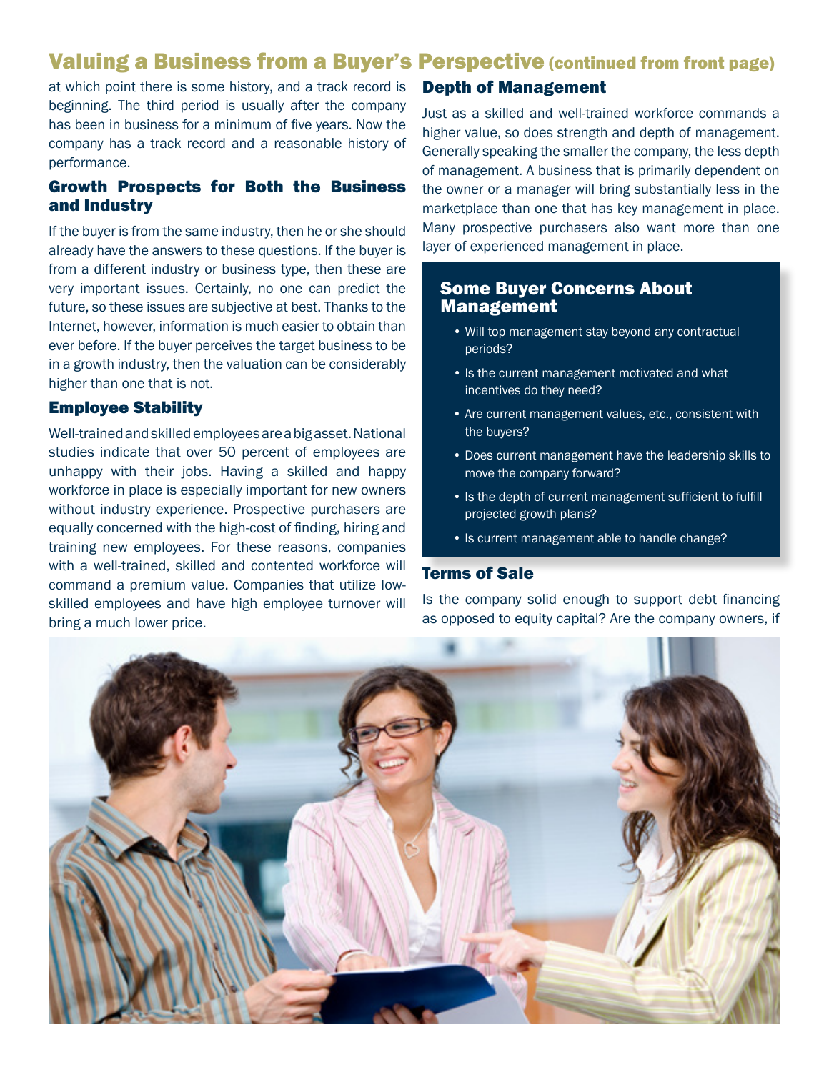## Valuing a Business from a Buyer's Perspective (continued from front page)

at which point there is some history, and a track record is beginning. The third period is usually after the company has been in business for a minimum of five years. Now the company has a track record and a reasonable history of performance.

### Growth Prospects for Both the Business and Industry

If the buyer is from the same industry, then he or she should already have the answers to these questions. If the buyer is from a different industry or business type, then these are very important issues. Certainly, no one can predict the future, so these issues are subjective at best. Thanks to the Internet, however, information is much easier to obtain than ever before. If the buyer perceives the target business to be in a growth industry, then the valuation can be considerably higher than one that is not.

### Employee Stability

Well-trained and skilled employees are a big asset. National studies indicate that over 50 percent of employees are unhappy with their jobs. Having a skilled and happy workforce in place is especially important for new owners without industry experience. Prospective purchasers are equally concerned with the high-cost of finding, hiring and training new employees. For these reasons, companies with a well-trained, skilled and contented workforce will command a premium value. Companies that utilize low-skilled employees and have high employee turnover will bring a much lower price.

### Depth of Management

Just as a skilled and well-trained workforce commands a higher value, so does strength and depth of management. Generally speaking the smaller the company, the less depth of management. A business that is primarily dependent on the owner or a manager will bring substantially less in the marketplace than one that has key management in place. Many prospective purchasers also want more than one layer of experienced management in place.

### Some Buyer Concerns About Management

- Will top management stay beyond any contractual periods?
- Is the current management motivated and what incentives do they need?
- Are current management values, etc., consistent with the buyers?
- Does current management have the leadership skills to move the company forward?
- Is the depth of current management sufficient to fulfill projected growth plans?
- Is current management able to handle change?

### Terms of Sale

Is the company solid enough to support debt financing as opposed to equity capital? Are the company owners, if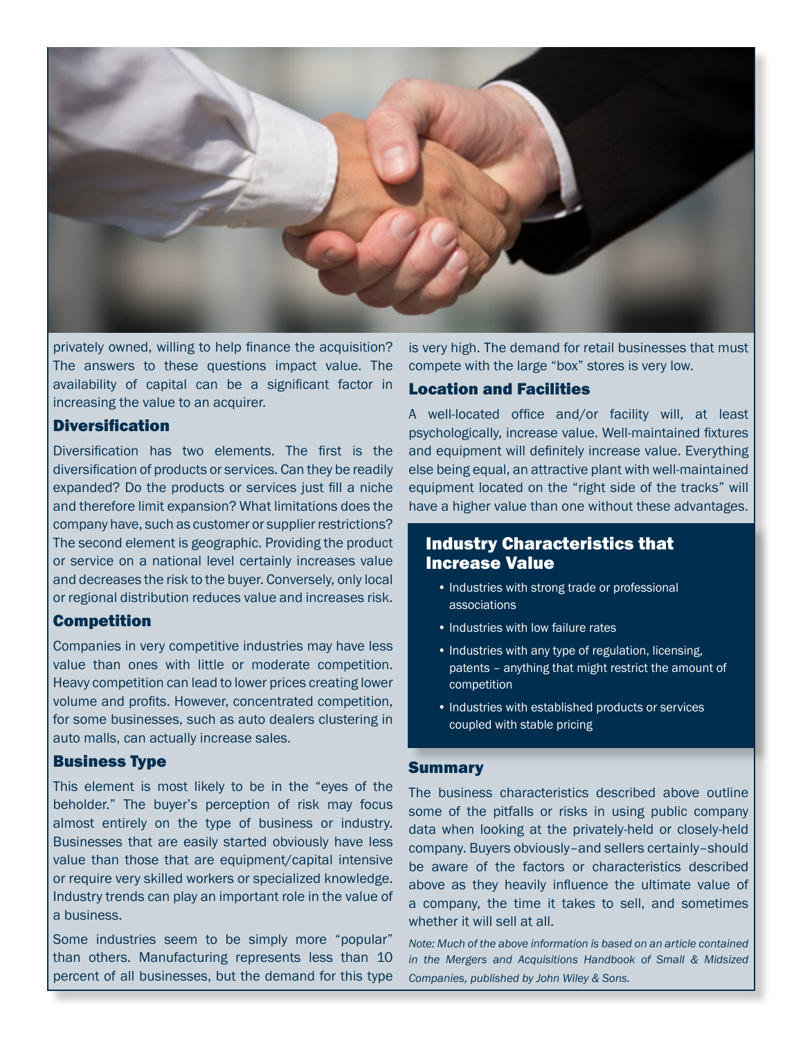privately owned, willing to help finance the acquisition? The answers to these questions impact value. The availability of capital can be a significant factor in increasing the value to an acquirer.

### Diversification

Diversification has two elements. The first is the diversification of products or services. Can they be readily expanded? Do the products or services just fill a niche and therefore limit expansion? What limitations does the company have, such as customer or supplier restrictions? The second element is geographic. Providing the product or service on a national level certainly increases value and decreases the risk to the buyer. Conversely, only local or regional distribution reduces value and increases risk.

### Competition

Companies in very competitive industries may have less value than ones with little or moderate competition. Heavy competition can lead to lower prices creating lower volume and profits. However, concentrated competition, for some businesses, such as auto dealers clustering in auto malls, can actually increase sales.

### Business Type

This element is most likely to be in the "eyes of the beholder." The buyer's perception of risk may focus almost entirely on the type of business or industry. Businesses that are easily started obviously have less value than those that are equipment/capital intensive or require very skilled workers or specialized knowledge. Industry trends can play an important role in the value of a business.

Some industries seem to be simply more "popular" than others. Manufacturing represents less than 10 percent of all businesses, but the demand for this type is very high. The demand for retail businesses that must compete with the large "box" stores is very low.

### Location and Facilities

A well-located office and/or facility will, at least psychologically, increase value. Well-maintained fixtures and equipment will definitely increase value. Everything else being equal, an attractive plant with well-maintained equipment located on the "right side of the tracks" will have a higher value than one without these advantages.

### Industry Characteristics that Increase Value

- Industries with strong trade or professional associations
- Industries with low failure rates
- Industries with any type of regulation, licensing, patents – anything that might restrict the amount of competition
- Industries with established products or services coupled with stable pricing

### Summary

The business characteristics described above outline some of the pitfalls or risks in using public company data when looking at the privately-held or closely-held company. Buyers obviously–and sellers certainly–should be aware of the factors or characteristics described above as they heavily influence the ultimate value of a company, the time it takes to sell, and sometimes whether it will sell at all.

*Note: Much of the above information is based on an article contained in the Mergers and Acquisitions Handbook of Small & Midsized Companies, published by John Wiley & Sons.*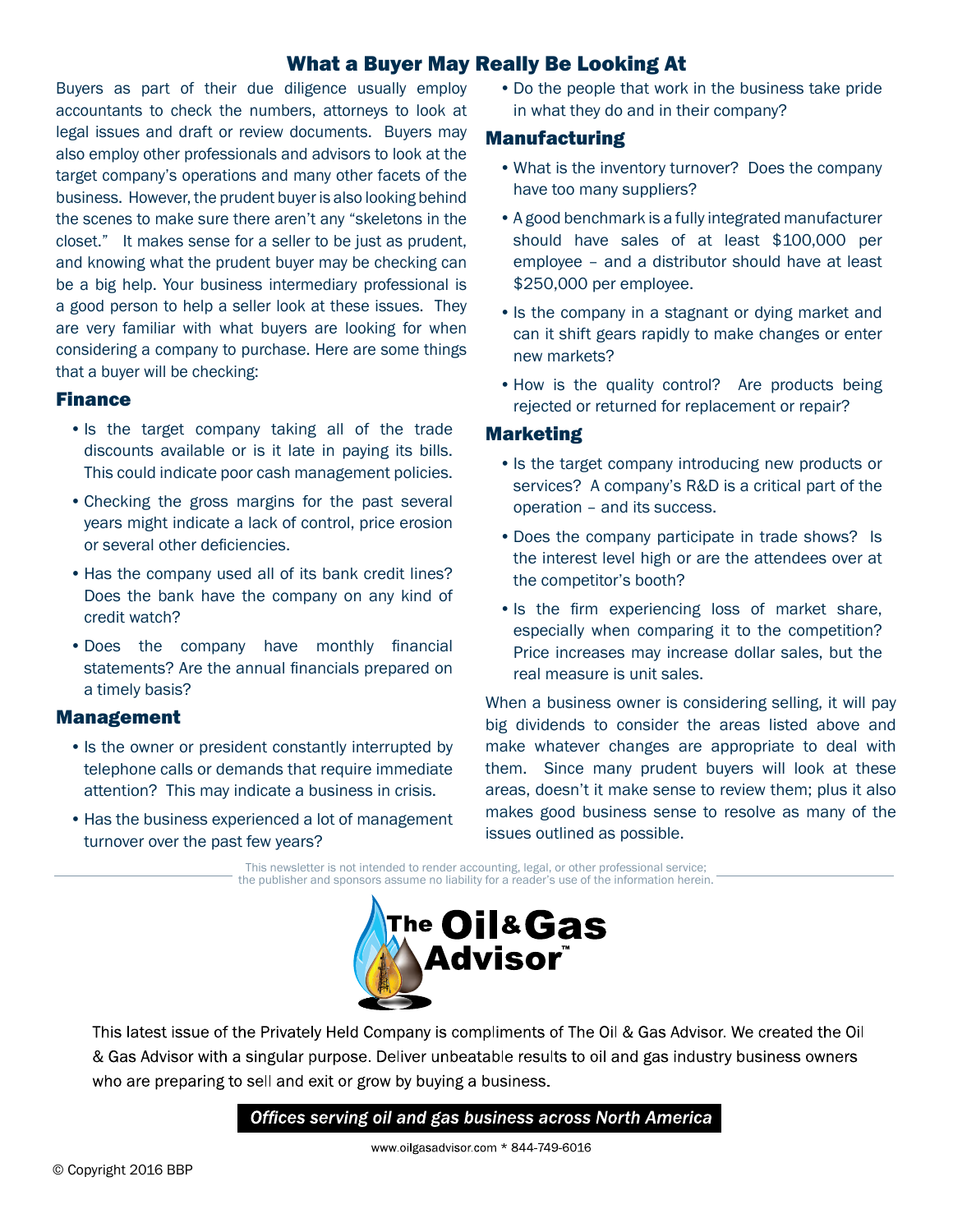## What a Buyer May Really Be Looking At

Buyers as part of their due diligence usually employ accountants to check the numbers, attorneys to look at legal issues and draft or review documents. Buyers may also employ other professionals and advisors to look at the target company's operations and many other facets of the business. However, the prudent buyer is also looking behind the scenes to make sure there aren't any "skeletons in the closet." It makes sense for a seller to be just as prudent, and knowing what the prudent buyer may be checking can be a big help. Your business intermediary professional is a good person to help a seller look at these issues. They are very familiar with what buyers are looking for when considering a company to purchase. Here are some things that a buyer will be checking:

### Finance

- Is the target company taking all of the trade discounts available or is it late in paying its bills. This could indicate poor cash management policies.
- Checking the gross margins for the past several years might indicate a lack of control, price erosion or several other deficiencies.
- Has the company used all of its bank credit lines? Does the bank have the company on any kind of credit watch?
- Does the company have monthly financial statements? Are the annual financials prepared on a timely basis?

### Management

- Is the owner or president constantly interrupted by telephone calls or demands that require immediate attention? This may indicate a business in crisis.
- Has the business experienced a lot of management turnover over the past few years?
- Do the people that work in the business take pride in what they do and in their company?

### Manufacturing

- What is the inventory turnover? Does the company have too many suppliers?
- A good benchmark is a fully integrated manufacturer should have sales of at least $100,000 per employee – and a distributor should have at least $250,000 per employee.
- Is the company in a stagnant or dying market and can it shift gears rapidly to make changes or enter new markets?
- How is the quality control? Are products being rejected or returned for replacement or repair?

### Marketing

- Is the target company introducing new products or services? A company's R&D is a critical part of the operation – and its success.
- Does the company participate in trade shows? Is the interest level high or are the attendees over at the competitor's booth?
- Is the firm experiencing loss of market share, especially when comparing it to the competition? Price increases may increase dollar sales, but the real measure is unit sales.

When a business owner is considering selling, it will pay big dividends to consider the areas listed above and make whatever changes are appropriate to deal with them. Since many prudent buyers will look at these areas, doesn't it make sense to review them; plus it also makes good business sense to resolve as many of the issues outlined as possible.

This newsletter is not intended to render accounting, legal, or other professional service; the publisher and sponsors assume no liability for a reader's use of the information herein.

The Oil & Gas Advisor™

This latest issue of the Privately Held Company is compliments of The Oil & Gas Advisor. We created the Oil & Gas Advisor with a singular purpose. Deliver unbeatable results to oil and gas industry business owners who are preparing to sell and exit or grow by buying a business.

***Offices serving oil and gas business across North America***

www.oilgasadvisor.com * 844-749-6016

© Copyright 2016 BBP